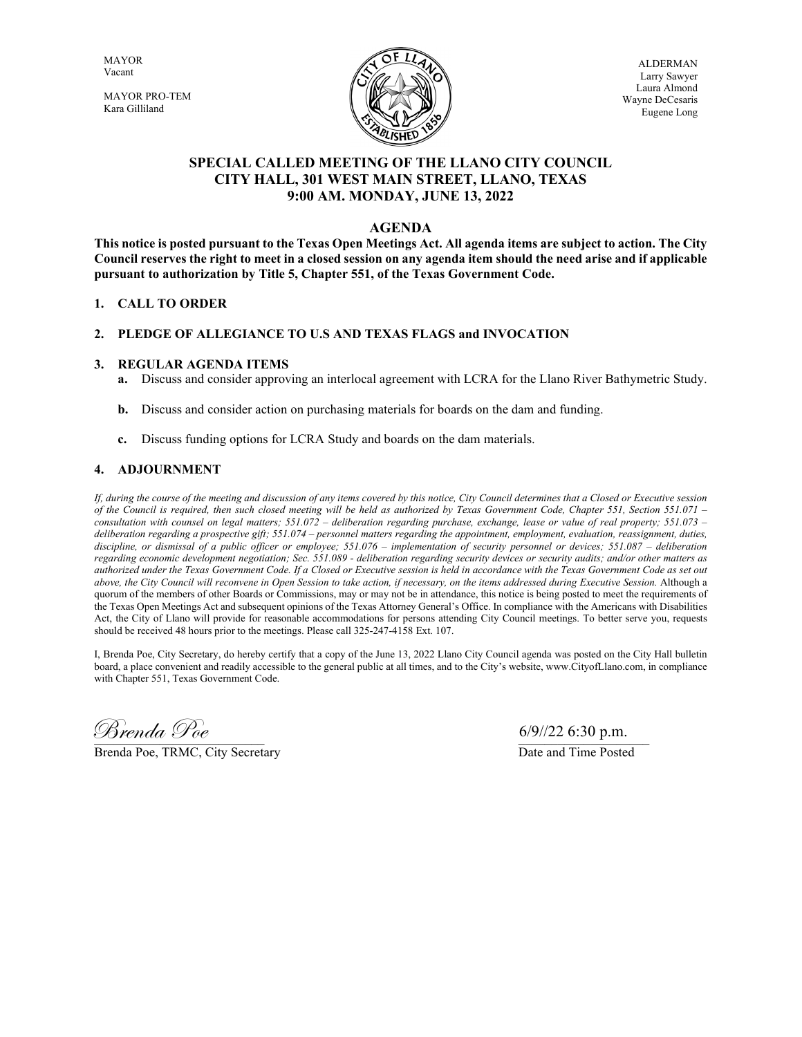MAYOR
Vacant

MAYOR PRO-TEM
Kara Gilliland

ALDERMAN
Larry Sawyer
Laura Almond
Wayne DeCesaris
Eugene Long

# SPECIAL CALLED MEETING OF THE LLANO CITY COUNCIL
## CITY HALL, 301 WEST MAIN STREET, LLANO, TEXAS
## 9:00 AM. MONDAY, JUNE 13, 2022

## AGENDA

**This notice is posted pursuant to the Texas Open Meetings Act. All agenda items are subject to action. The City Council reserves the right to meet in a closed session on any agenda item should the need arise and if applicable pursuant to authorization by Title 5, Chapter 551, of the Texas Government Code.**

1. **CALL TO ORDER**

2. **PLEDGE OF ALLEGIANCE TO U.S AND TEXAS FLAGS and INVOCATION**

3. **REGULAR AGENDA ITEMS**
   - **a.** Discuss and consider approving an interlocal agreement with LCRA for the Llano River Bathymetric Study.
   - **b.** Discuss and consider action on purchasing materials for boards on the dam and funding.
   - **c.** Discuss funding options for LCRA Study and boards on the dam materials.

4. **ADJOURNMENT**

*If, during the course of the meeting and discussion of any items covered by this notice, City Council determines that a Closed or Executive session of the Council is required, then such closed meeting will be held as authorized by Texas Government Code, Chapter 551, Section 551.071 – consultation with counsel on legal matters; 551.072 – deliberation regarding purchase, exchange, lease or value of real property; 551.073 – deliberation regarding a prospective gift; 551.074 – personnel matters regarding the appointment, employment, evaluation, reassignment, duties, discipline, or dismissal of a public officer or employee; 551.076 – implementation of security personnel or devices; 551.087 – deliberation regarding economic development negotiation; Sec. 551.089 - deliberation regarding security devices or security audits; and/or other matters as authorized under the Texas Government Code. If a Closed or Executive session is held in accordance with the Texas Government Code as set out above, the City Council will reconvene in Open Session to take action, if necessary, on the items addressed during Executive Session.* Although a quorum of the members of other Boards or Commissions, may or may not be in attendance, this notice is being posted to meet the requirements of the Texas Open Meetings Act and subsequent opinions of the Texas Attorney General's Office. In compliance with the Americans with Disabilities Act, the City of Llano will provide for reasonable accommodations for persons attending City Council meetings. To better serve you, requests should be received 48 hours prior to the meetings. Please call 325-247-4158 Ext. 107.

I, Brenda Poe, City Secretary, do hereby certify that a copy of the June 13, 2022 Llano City Council agenda was posted on the City Hall bulletin board, a place convenient and readily accessible to the general public at all times, and to the City's website, www.CityofLlano.com, in compliance with Chapter 551, Texas Government Code.

*Brenda Poe*
Brenda Poe, TRMC, City Secretary

6/9//22 6:30 p.m.
Date and Time Posted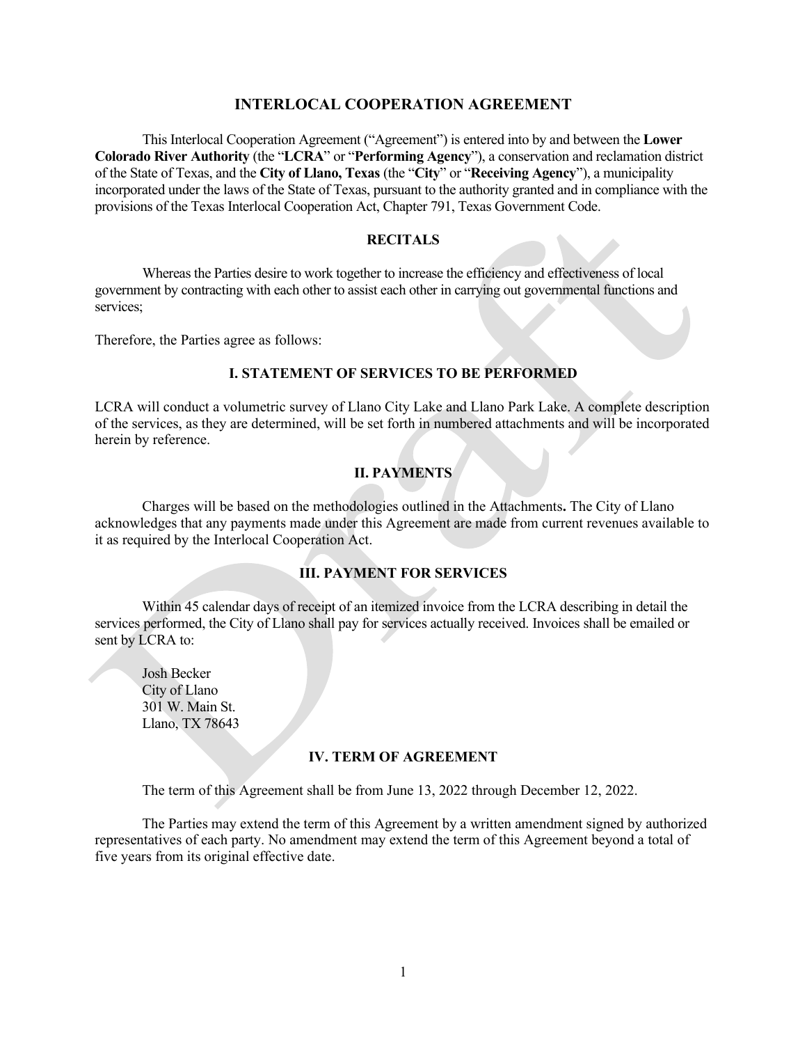# INTERLOCAL COOPERATION AGREEMENT

This Interlocal Cooperation Agreement ("Agreement") is entered into by and between the **Lower Colorado River Authority** (the "**LCRA**" or "**Performing Agency**"), a conservation and reclamation district of the State of Texas, and the **City of Llano, Texas** (the "**City**" or "**Receiving Agency**"), a municipality incorporated under the laws of the State of Texas, pursuant to the authority granted and in compliance with the provisions of the Texas Interlocal Cooperation Act, Chapter 791, Texas Government Code.

## RECITALS

Whereas the Parties desire to work together to increase the efficiency and effectiveness of local government by contracting with each other to assist each other in carrying out governmental functions and services;

Therefore, the Parties agree as follows:

## I. STATEMENT OF SERVICES TO BE PERFORMED

LCRA will conduct a volumetric survey of Llano City Lake and Llano Park Lake. A complete description of the services, as they are determined, will be set forth in numbered attachments and will be incorporated herein by reference.

## II. PAYMENTS

Charges will be based on the methodologies outlined in the Attachments**.** The City of Llano acknowledges that any payments made under this Agreement are made from current revenues available to it as required by the Interlocal Cooperation Act.

## III. PAYMENT FOR SERVICES

Within 45 calendar days of receipt of an itemized invoice from the LCRA describing in detail the services performed, the City of Llano shall pay for services actually received. Invoices shall be emailed or sent by LCRA to:

Josh Becker
City of Llano
301 W. Main St.
Llano, TX 78643

## IV. TERM OF AGREEMENT

The term of this Agreement shall be from June 13, 2022 through December 12, 2022.

The Parties may extend the term of this Agreement by a written amendment signed by authorized representatives of each party. No amendment may extend the term of this Agreement beyond a total of five years from its original effective date.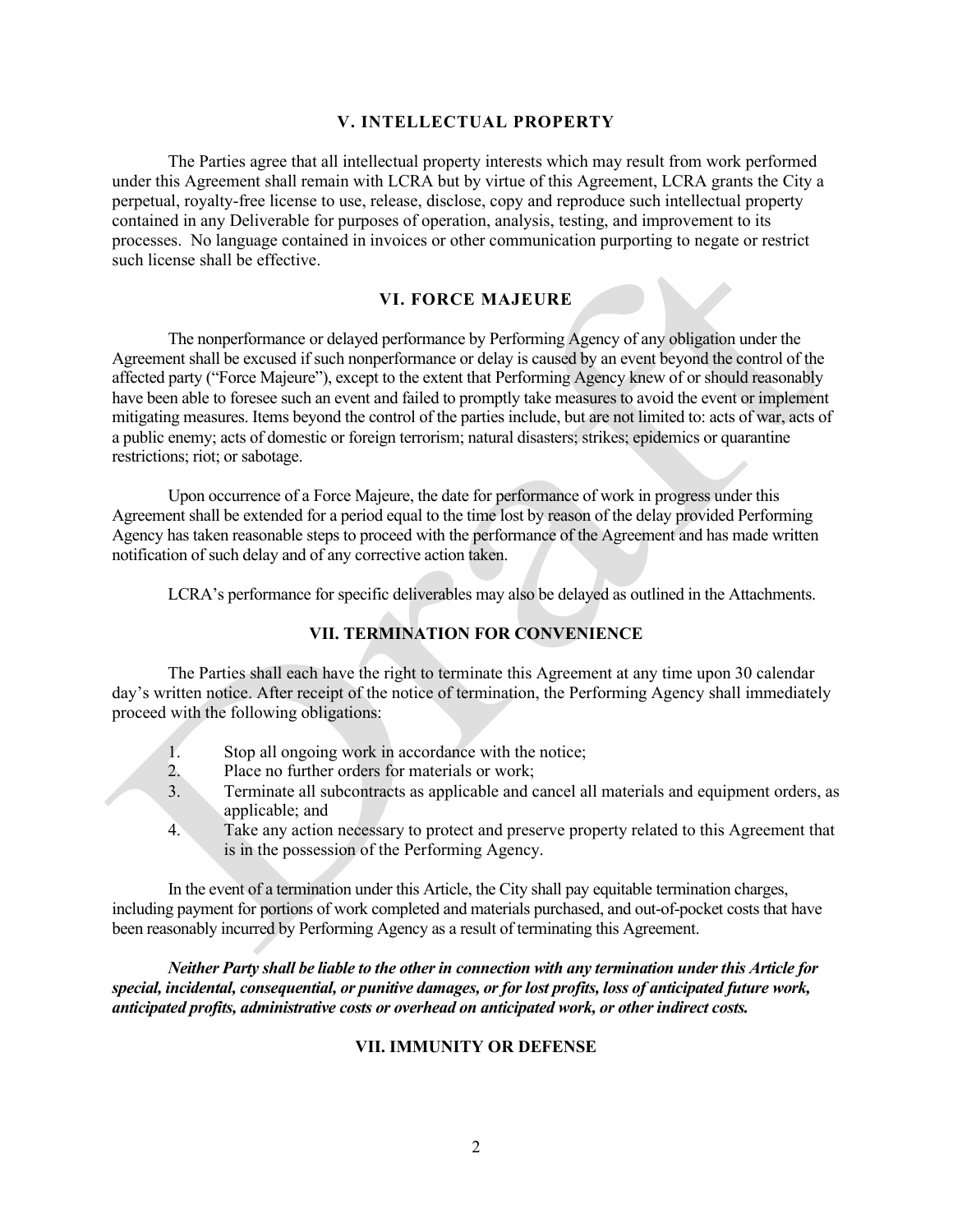## V. INTELLECTUAL PROPERTY

The Parties agree that all intellectual property interests which may result from work performed under this Agreement shall remain with LCRA but by virtue of this Agreement, LCRA grants the City a perpetual, royalty-free license to use, release, disclose, copy and reproduce such intellectual property contained in any Deliverable for purposes of operation, analysis, testing, and improvement to its processes. No language contained in invoices or other communication purporting to negate or restrict such license shall be effective.

## VI. FORCE MAJEURE

The nonperformance or delayed performance by Performing Agency of any obligation under the Agreement shall be excused if such nonperformance or delay is caused by an event beyond the control of the affected party ("Force Majeure"), except to the extent that Performing Agency knew of or should reasonably have been able to foresee such an event and failed to promptly take measures to avoid the event or implement mitigating measures. Items beyond the control of the parties include, but are not limited to: acts of war, acts of a public enemy; acts of domestic or foreign terrorism; natural disasters; strikes; epidemics or quarantine restrictions; riot; or sabotage.

Upon occurrence of a Force Majeure, the date for performance of work in progress under this Agreement shall be extended for a period equal to the time lost by reason of the delay provided Performing Agency has taken reasonable steps to proceed with the performance of the Agreement and has made written notification of such delay and of any corrective action taken.

LCRA's performance for specific deliverables may also be delayed as outlined in the Attachments.

## VII. TERMINATION FOR CONVENIENCE

The Parties shall each have the right to terminate this Agreement at any time upon 30 calendar day's written notice. After receipt of the notice of termination, the Performing Agency shall immediately proceed with the following obligations:

1. Stop all ongoing work in accordance with the notice;
2. Place no further orders for materials or work;
3. Terminate all subcontracts as applicable and cancel all materials and equipment orders, as applicable; and
4. Take any action necessary to protect and preserve property related to this Agreement that is in the possession of the Performing Agency.

In the event of a termination under this Article, the City shall pay equitable termination charges, including payment for portions of work completed and materials purchased, and out-of-pocket costs that have been reasonably incurred by Performing Agency as a result of terminating this Agreement.

***Neither Party shall be liable to the other in connection with any termination under this Article for special, incidental, consequential, or punitive damages, or for lost profits, loss of anticipated future work, anticipated profits, administrative costs or overhead on anticipated work, or other indirect costs.***

## VII. IMMUNITY OR DEFENSE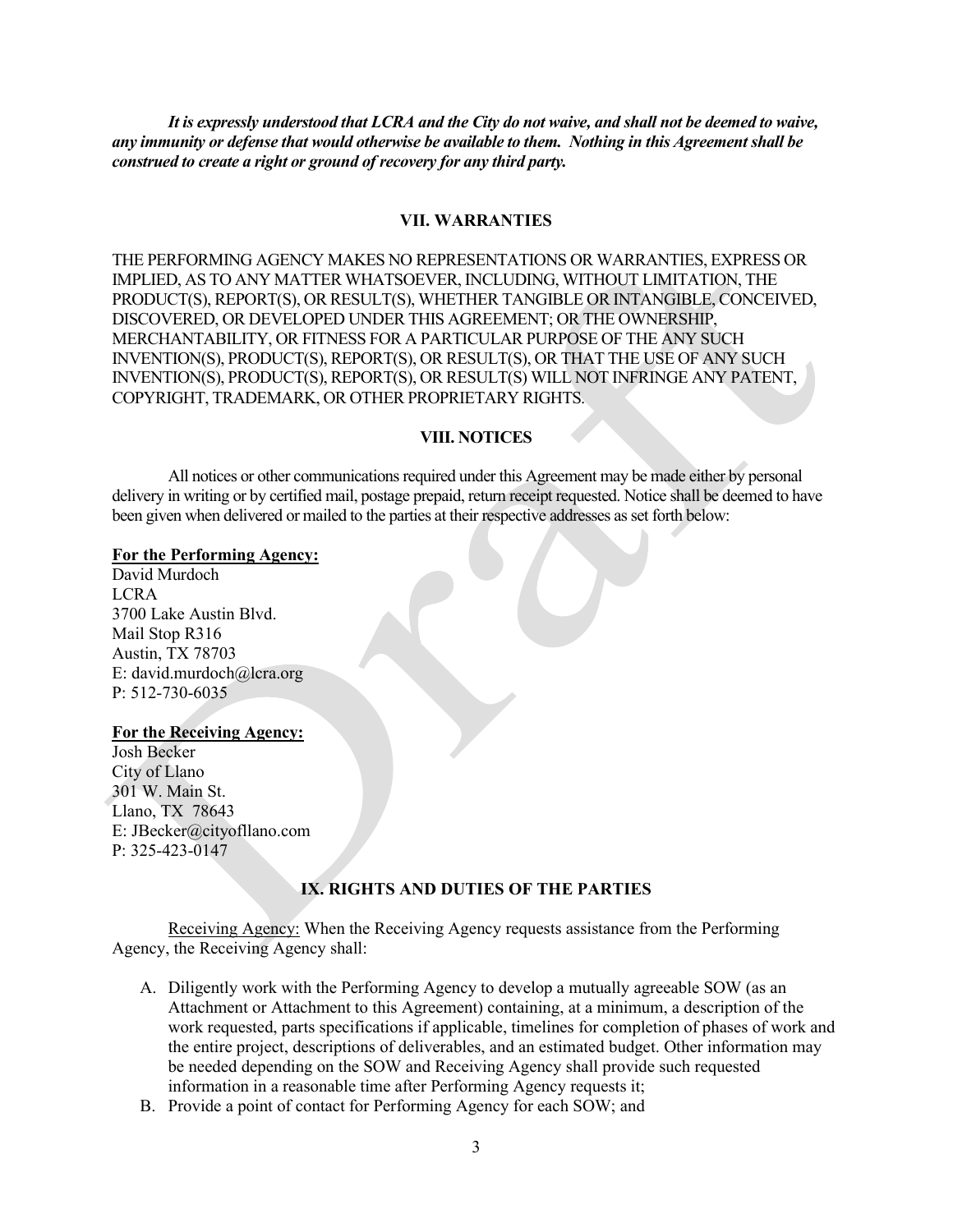***It is expressly understood that LCRA and the City do not waive, and shall not be deemed to waive, any immunity or defense that would otherwise be available to them. Nothing in this Agreement shall be construed to create a right or ground of recovery for any third party.***

## VII. WARRANTIES

THE PERFORMING AGENCY MAKES NO REPRESENTATIONS OR WARRANTIES, EXPRESS OR IMPLIED, AS TO ANY MATTER WHATSOEVER, INCLUDING, WITHOUT LIMITATION, THE PRODUCT(S), REPORT(S), OR RESULT(S), WHETHER TANGIBLE OR INTANGIBLE, CONCEIVED, DISCOVERED, OR DEVELOPED UNDER THIS AGREEMENT; OR THE OWNERSHIP, MERCHANTABILITY, OR FITNESS FOR A PARTICULAR PURPOSE OF THE ANY SUCH INVENTION(S), PRODUCT(S), REPORT(S), OR RESULT(S), OR THAT THE USE OF ANY SUCH INVENTION(S), PRODUCT(S), REPORT(S), OR RESULT(S) WILL NOT INFRINGE ANY PATENT, COPYRIGHT, TRADEMARK, OR OTHER PROPRIETARY RIGHTS.

## VIII. NOTICES

All notices or other communications required under this Agreement may be made either by personal delivery in writing or by certified mail, postage prepaid, return receipt requested. Notice shall be deemed to have been given when delivered or mailed to the parties at their respective addresses as set forth below:

**For the Performing Agency:**
David Murdoch
LCRA
3700 Lake Austin Blvd.
Mail Stop R316
Austin, TX 78703
E: david.murdoch@lcra.org
P: 512-730-6035

**For the Receiving Agency:**
Josh Becker
City of Llano
301 W. Main St.
Llano, TX 78643
E: JBecker@cityofllano.com
P: 325-423-0147

## IX. RIGHTS AND DUTIES OF THE PARTIES

Receiving Agency: When the Receiving Agency requests assistance from the Performing Agency, the Receiving Agency shall:

A. Diligently work with the Performing Agency to develop a mutually agreeable SOW (as an Attachment or Attachment to this Agreement) containing, at a minimum, a description of the work requested, parts specifications if applicable, timelines for completion of phases of work and the entire project, descriptions of deliverables, and an estimated budget. Other information may be needed depending on the SOW and Receiving Agency shall provide such requested information in a reasonable time after Performing Agency requests it;
B. Provide a point of contact for Performing Agency for each SOW; and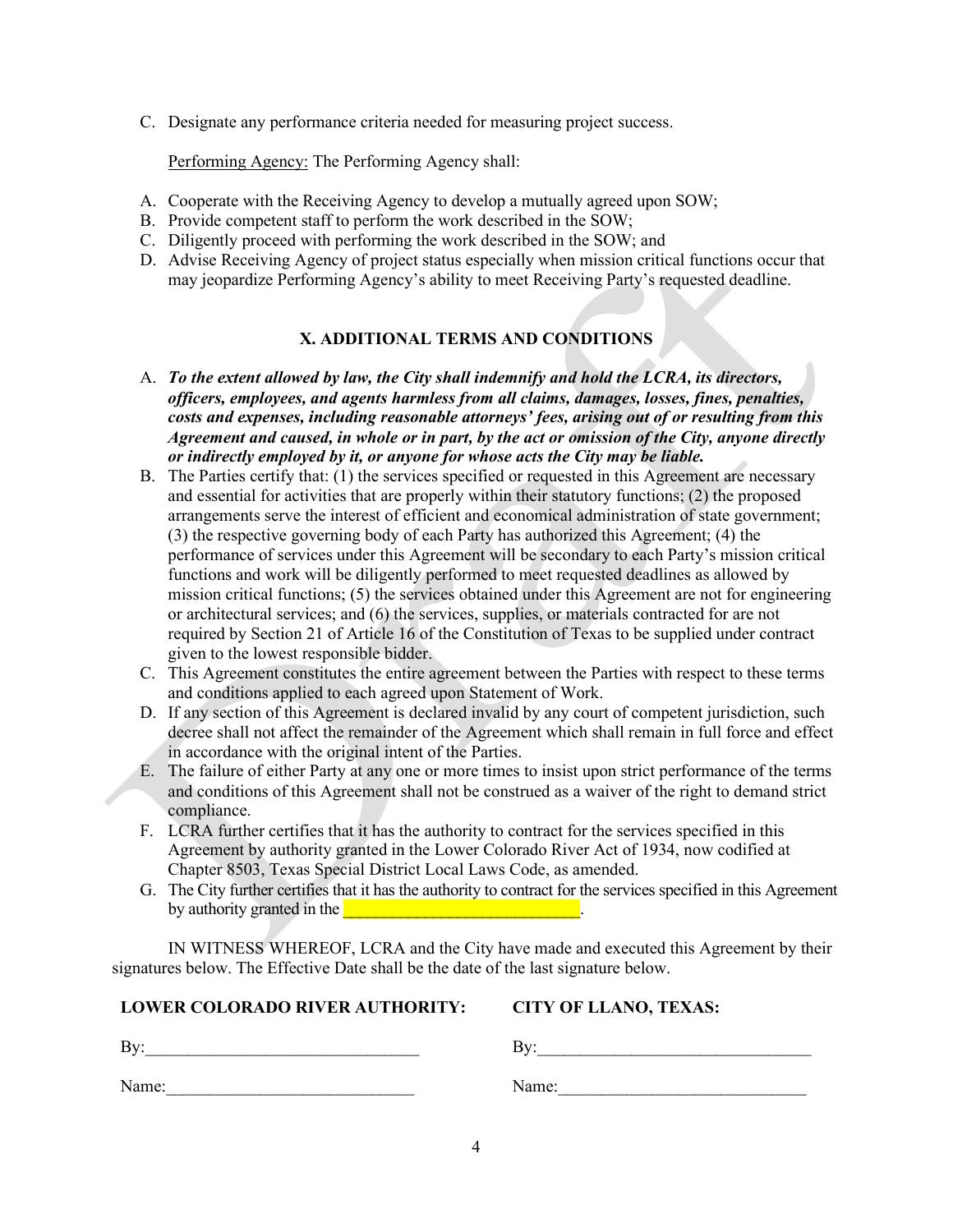C. Designate any performance criteria needed for measuring project success.

Performing Agency: The Performing Agency shall:

A. Cooperate with the Receiving Agency to develop a mutually agreed upon SOW;
B. Provide competent staff to perform the work described in the SOW;
C. Diligently proceed with performing the work described in the SOW; and
D. Advise Receiving Agency of project status especially when mission critical functions occur that may jeopardize Performing Agency's ability to meet Receiving Party's requested deadline.

## X. ADDITIONAL TERMS AND CONDITIONS

A. ***To the extent allowed by law, the City shall indemnify and hold the LCRA, its directors, officers, employees, and agents harmless from all claims, damages, losses, fines, penalties, costs and expenses, including reasonable attorneys' fees, arising out of or resulting from this Agreement and caused, in whole or in part, by the act or omission of the City, anyone directly or indirectly employed by it, or anyone for whose acts the City may be liable.***
B. The Parties certify that: (1) the services specified or requested in this Agreement are necessary and essential for activities that are properly within their statutory functions; (2) the proposed arrangements serve the interest of efficient and economical administration of state government; (3) the respective governing body of each Party has authorized this Agreement; (4) the performance of services under this Agreement will be secondary to each Party's mission critical functions and work will be diligently performed to meet requested deadlines as allowed by mission critical functions; (5) the services obtained under this Agreement are not for engineering or architectural services; and (6) the services, supplies, or materials contracted for are not required by Section 21 of Article 16 of the Constitution of Texas to be supplied under contract given to the lowest responsible bidder.
C. This Agreement constitutes the entire agreement between the Parties with respect to these terms and conditions applied to each agreed upon Statement of Work.
D. If any section of this Agreement is declared invalid by any court of competent jurisdiction, such decree shall not affect the remainder of the Agreement which shall remain in full force and effect in accordance with the original intent of the Parties.
E. The failure of either Party at any one or more times to insist upon strict performance of the terms and conditions of this Agreement shall not be construed as a waiver of the right to demand strict compliance.
F. LCRA further certifies that it has the authority to contract for the services specified in this Agreement by authority granted in the Lower Colorado River Act of 1934, now codified at Chapter 8503, Texas Special District Local Laws Code, as amended.
G. The City further certifies that it has the authority to contract for the services specified in this Agreement by authority granted in the ____________________________.

IN WITNESS WHEREOF, LCRA and the City have made and executed this Agreement by their signatures below. The Effective Date shall be the date of the last signature below.

| **LOWER COLORADO RIVER AUTHORITY:** | **CITY OF LLANO, TEXAS:** |
| --- | --- |
| By:________________________________ | By:________________________________ |
| Name:_____________________________ | Name:_____________________________ |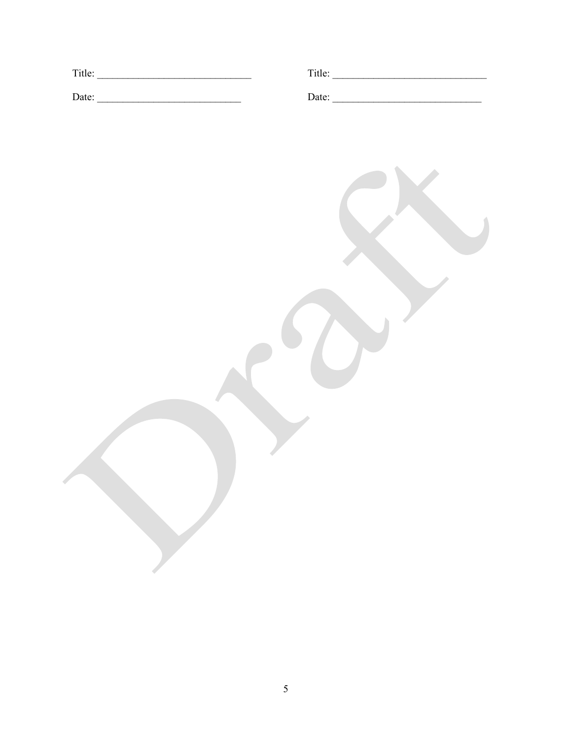Title: ______________________________ Title: ______________________________

Date: ____________________________ Date: ____________________________

Draft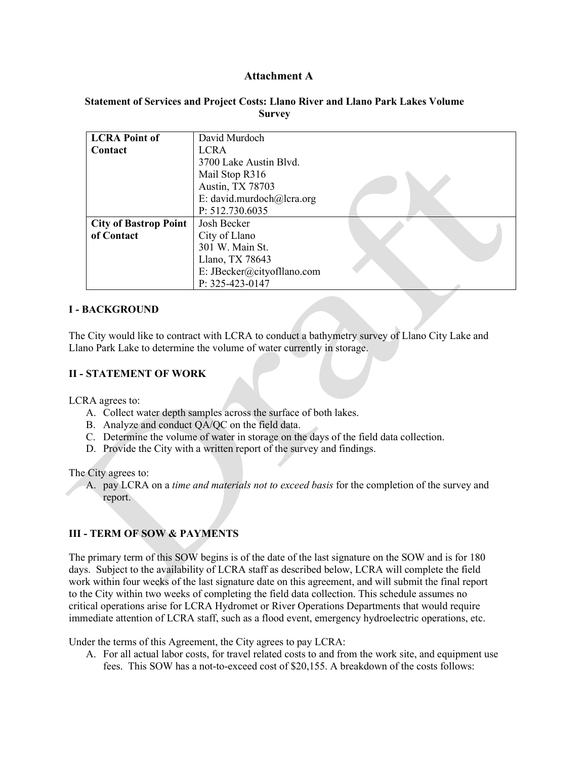# Attachment A

### Statement of Services and Project Costs: Llano River and Llano Park Lakes Volume Survey

| **LCRA Point of Contact** | David Murdoch<br>LCRA<br>3700 Lake Austin Blvd.<br>Mail Stop R316<br>Austin, TX 78703<br>E: david.murdoch@lcra.org<br>P: 512.730.6035 |
|---|---|
| **City of Bastrop Point of Contact** | Josh Becker<br>City of Llano<br>301 W. Main St.<br>Llano, TX 78643<br>E: JBecker@cityofllano.com<br>P: 325-423-0147 |

## I - BACKGROUND

The City would like to contract with LCRA to conduct a bathymetry survey of Llano City Lake and Llano Park Lake to determine the volume of water currently in storage.

## II - STATEMENT OF WORK

LCRA agrees to:

A. Collect water depth samples across the surface of both lakes.
B. Analyze and conduct QA/QC on the field data.
C. Determine the volume of water in storage on the days of the field data collection.
D. Provide the City with a written report of the survey and findings.

The City agrees to:

A. pay LCRA on a *time and materials not to exceed basis* for the completion of the survey and report.

## III - TERM OF SOW & PAYMENTS

The primary term of this SOW begins is of the date of the last signature on the SOW and is for 180 days. Subject to the availability of LCRA staff as described below, LCRA will complete the field work within four weeks of the last signature date on this agreement, and will submit the final report to the City within two weeks of completing the field data collection. This schedule assumes no critical operations arise for LCRA Hydromet or River Operations Departments that would require immediate attention of LCRA staff, such as a flood event, emergency hydroelectric operations, etc.

Under the terms of this Agreement, the City agrees to pay LCRA:

A. For all actual labor costs, for travel related costs to and from the work site, and equipment use fees. This SOW has a not-to-exceed cost of $20,155. A breakdown of the costs follows: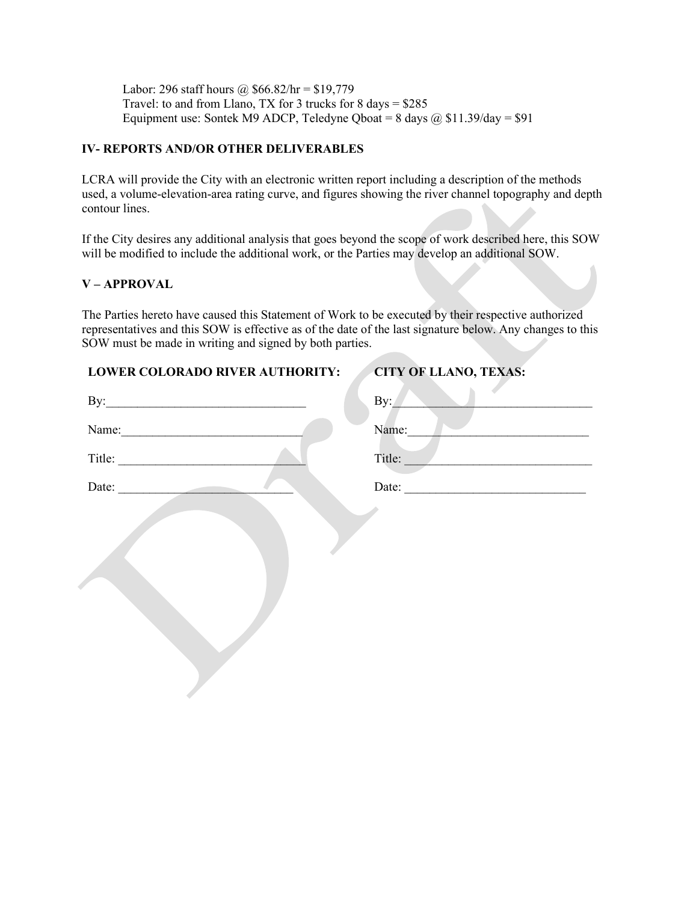Labor: 296 staff hours @ $66.82/hr = $19,779
Travel: to and from Llano, TX for 3 trucks for 8 days = $285
Equipment use: Sontek M9 ADCP, Teledyne Qboat = 8 days @ $11.39/day = $91

**IV- REPORTS AND/OR OTHER DELIVERABLES**

LCRA will provide the City with an electronic written report including a description of the methods used, a volume-elevation-area rating curve, and figures showing the river channel topography and depth contour lines.

If the City desires any additional analysis that goes beyond the scope of work described here, this SOW will be modified to include the additional work, or the Parties may develop an additional SOW.

**V – APPROVAL**

The Parties hereto have caused this Statement of Work to be executed by their respective authorized representatives and this SOW is effective as of the date of the last signature below. Any changes to this SOW must be made in writing and signed by both parties.

**LOWER COLORADO RIVER AUTHORITY:**

By:______________________________

Name:____________________________

Title: ____________________________

Date: ____________________________

**CITY OF LLANO, TEXAS:**

By:______________________________

Name:____________________________

Title: ____________________________

Date: ____________________________

Draft